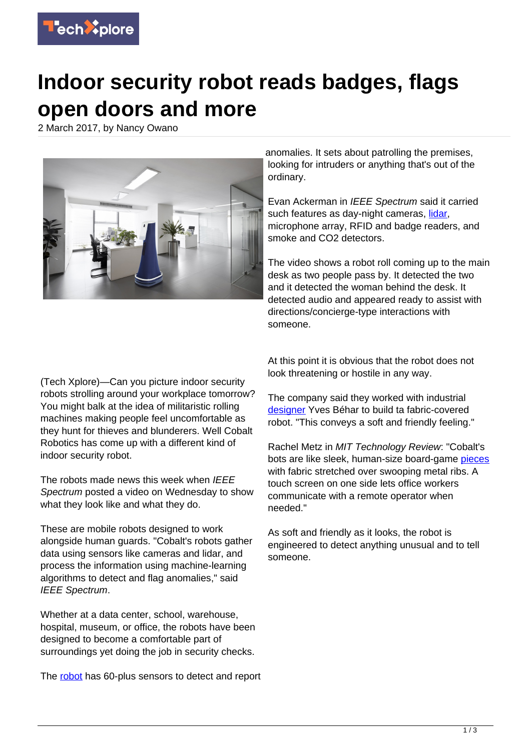# Indoor security robot reads badges, flags open doors and more

2 March 2017, by Nancy Owano

(Tech Xplore)—Can you picture indoor security robots strolling around your workplace tomorrow? You might balk at the idea of militaristic rolling machines making people feel uncomfortable as they hunt for thieves and blunderers. Well Cobalt Robotics has come up with a different kind of indoor security robot.

The robots made news this week when *IEEE Spectrum* posted a video on Wednesday to show what they look like and what they do.

These are mobile robots designed to work alongside human guards. "Cobalt's robots gather data using sensors like cameras and lidar, and process the information using machine-learning algorithms to detect and flag anomalies," said *IEEE Spectrum*.

Whether at a data center, school, warehouse, hospital, museum, or office, the robots have been designed to become a comfortable part of surroundings yet doing the job in security checks.

The robot has 60-plus sensors to detect and report anomalies. It sets about patrolling the premises, looking for intruders or anything that's out of the ordinary.

Evan Ackerman in *IEEE Spectrum* said it carried such features as day-night cameras, lidar, microphone array, RFID and badge readers, and smoke and CO2 detectors.

The video shows a robot roll coming up to the main desk as two people pass by. It detected the two and it detected the woman behind the desk. It detected audio and appeared ready to assist with directions/concierge-type interactions with someone.

At this point it is obvious that the robot does not look threatening or hostile in any way.

The company said they worked with industrial designer Yves Béhar to build ta fabric-covered robot. "This conveys a soft and friendly feeling."

Rachel Metz in *MIT Technology Review*: "Cobalt's bots are like sleek, human-size board-game pieces with fabric stretched over swooping metal ribs. A touch screen on one side lets office workers communicate with a remote operator when needed."

As soft and friendly as it looks, the robot is engineered to detect anything unusual and to tell someone.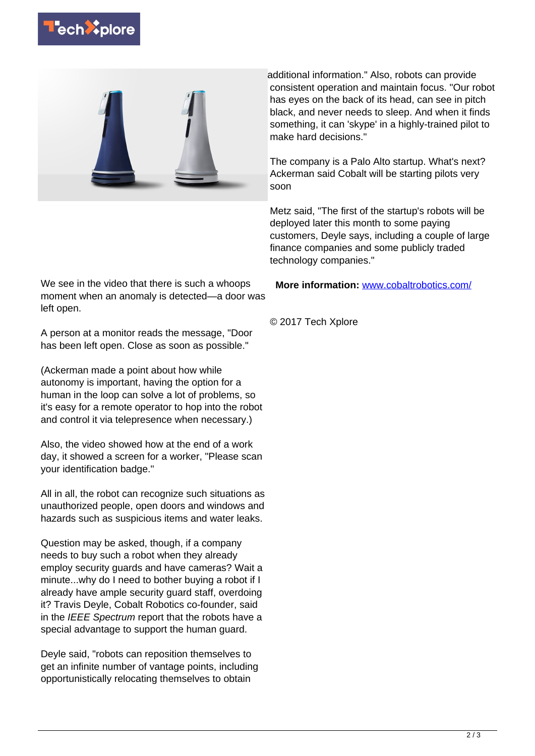We see in the video that there is such a whoops moment when an anomaly is detected—a door was left open.

A person at a monitor reads the message, "Door has been left open. Close as soon as possible."

(Ackerman made a point about how while autonomy is important, having the option for a human in the loop can solve a lot of problems, so it's easy for a remote operator to hop into the robot and control it via telepresence when necessary.)

Also, the video showed how at the end of a work day, it showed a screen for a worker, "Please scan your identification badge."

All in all, the robot can recognize such situations as unauthorized people, open doors and windows and hazards such as suspicious items and water leaks.

Question may be asked, though, if a company needs to buy such a robot when they already employ security guards and have cameras? Wait a minute...why do I need to bother buying a robot if I already have ample security guard staff, overdoing it? Travis Deyle, Cobalt Robotics co-founder, said in the *IEEE Spectrum* report that the robots have a special advantage to support the human guard.

Deyle said, "robots can reposition themselves to get an infinite number of vantage points, including opportunistically relocating themselves to obtain additional information." Also, robots can provide consistent operation and maintain focus. "Our robot has eyes on the back of its head, can see in pitch black, and never needs to sleep. And when it finds something, it can 'skype' in a highly-trained pilot to make hard decisions."

The company is a Palo Alto startup. What's next? Ackerman said Cobalt will be starting pilots very soon

Metz said, "The first of the startup's robots will be deployed later this month to some paying customers, Deyle says, including a couple of large finance companies and some publicly traded technology companies."

**More information:** www.cobaltrobotics.com/

© 2017 Tech Xplore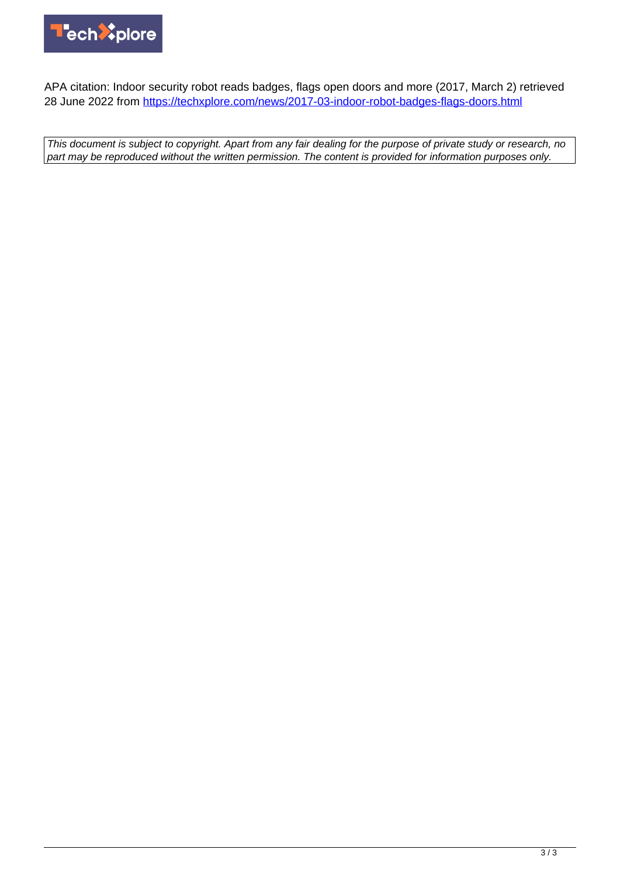APA citation: Indoor security robot reads badges, flags open doors and more (2017, March 2) retrieved 28 June 2022 from https://techxplore.com/news/2017-03-indoor-robot-badges-flags-doors.html

*This document is subject to copyright. Apart from any fair dealing for the purpose of private study or research, no part may be reproduced without the written permission. The content is provided for information purposes only.*